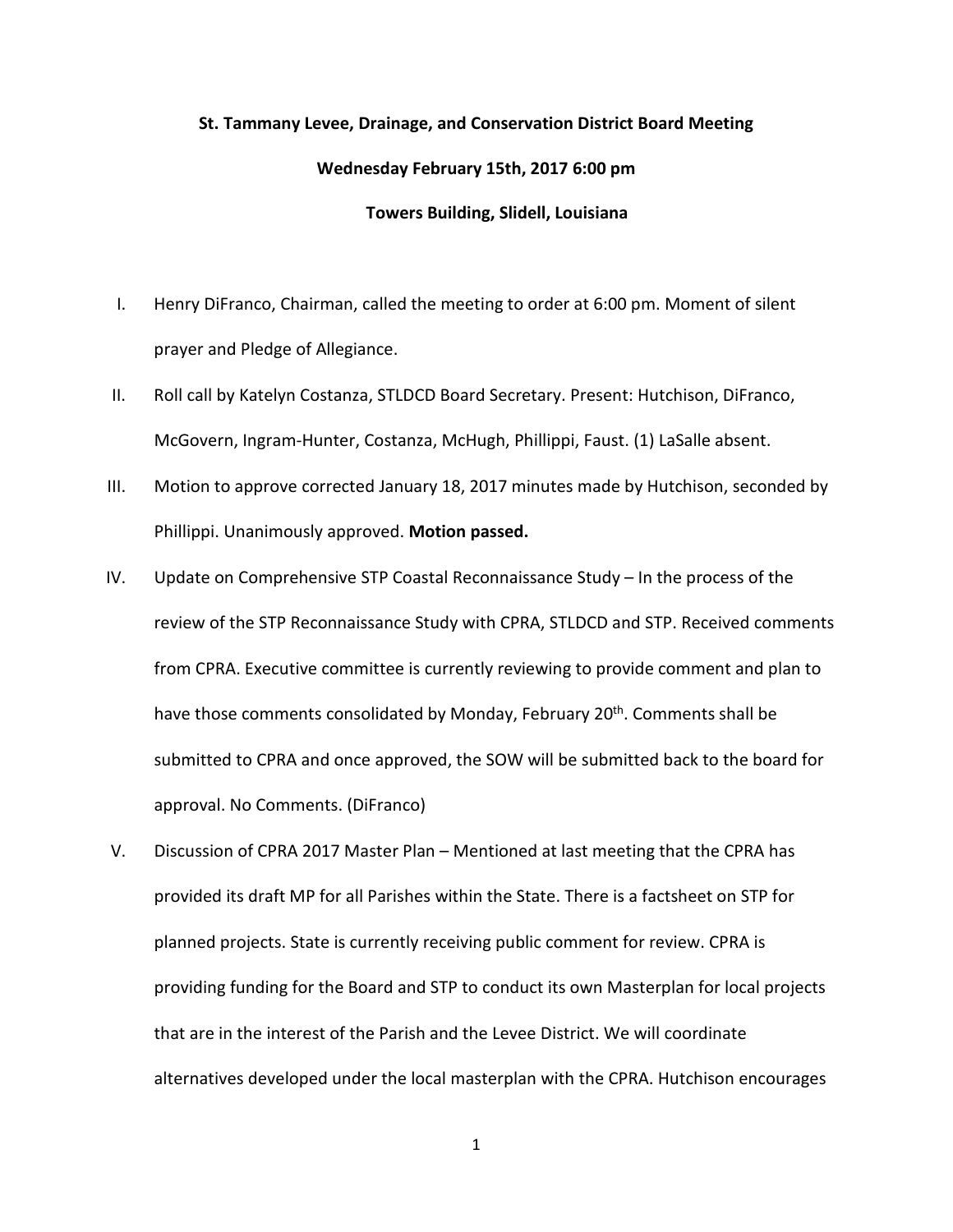**St. Tammany Levee, Drainage, and Conservation District Board Meeting**

**Wednesday February 15th, 2017 6:00 pm**

**Towers Building, Slidell, Louisiana**

I. Henry DiFranco, Chairman, called the meeting to order at 6:00 pm. Moment of silent prayer and Pledge of Allegiance.

II. Roll call by Katelyn Costanza, STLDCD Board Secretary. Present: Hutchison, DiFranco, McGovern, Ingram-Hunter, Costanza, McHugh, Phillippi, Faust. (1) LaSalle absent.

III. Motion to approve corrected January 18, 2017 minutes made by Hutchison, seconded by Phillippi. Unanimously approved. **Motion passed.**

IV. Update on Comprehensive STP Coastal Reconnaissance Study – In the process of the review of the STP Reconnaissance Study with CPRA, STLDCD and STP. Received comments from CPRA. Executive committee is currently reviewing to provide comment and plan to have those comments consolidated by Monday, February 20th. Comments shall be submitted to CPRA and once approved, the SOW will be submitted back to the board for approval. No Comments. (DiFranco)

V. Discussion of CPRA 2017 Master Plan – Mentioned at last meeting that the CPRA has provided its draft MP for all Parishes within the State. There is a factsheet on STP for planned projects. State is currently receiving public comment for review. CPRA is providing funding for the Board and STP to conduct its own Masterplan for local projects that are in the interest of the Parish and the Levee District. We will coordinate alternatives developed under the local masterplan with the CPRA. Hutchison encourages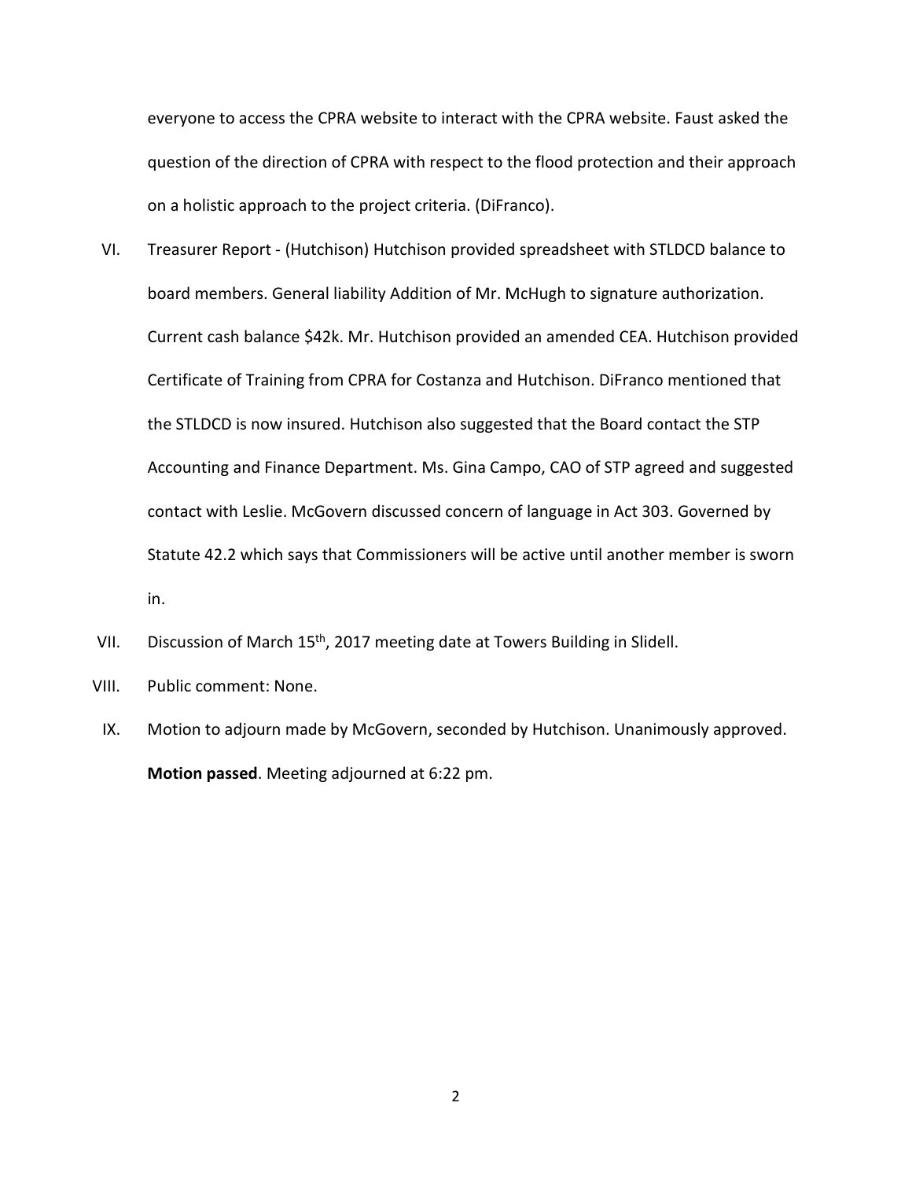everyone to access the CPRA website to interact with the CPRA website. Faust asked the question of the direction of CPRA with respect to the flood protection and their approach on a holistic approach to the project criteria. (DiFranco).

VI. Treasurer Report - (Hutchison) Hutchison provided spreadsheet with STLDCD balance to board members. General liability Addition of Mr. McHugh to signature authorization. Current cash balance $42k. Mr. Hutchison provided an amended CEA. Hutchison provided Certificate of Training from CPRA for Costanza and Hutchison. DiFranco mentioned that the STLDCD is now insured. Hutchison also suggested that the Board contact the STP Accounting and Finance Department. Ms. Gina Campo, CAO of STP agreed and suggested contact with Leslie. McGovern discussed concern of language in Act 303. Governed by Statute 42.2 which says that Commissioners will be active until another member is sworn in.

VII. Discussion of March 15th, 2017 meeting date at Towers Building in Slidell.

VIII. Public comment: None.

IX. Motion to adjourn made by McGovern, seconded by Hutchison. Unanimously approved. **Motion passed**. Meeting adjourned at 6:22 pm.